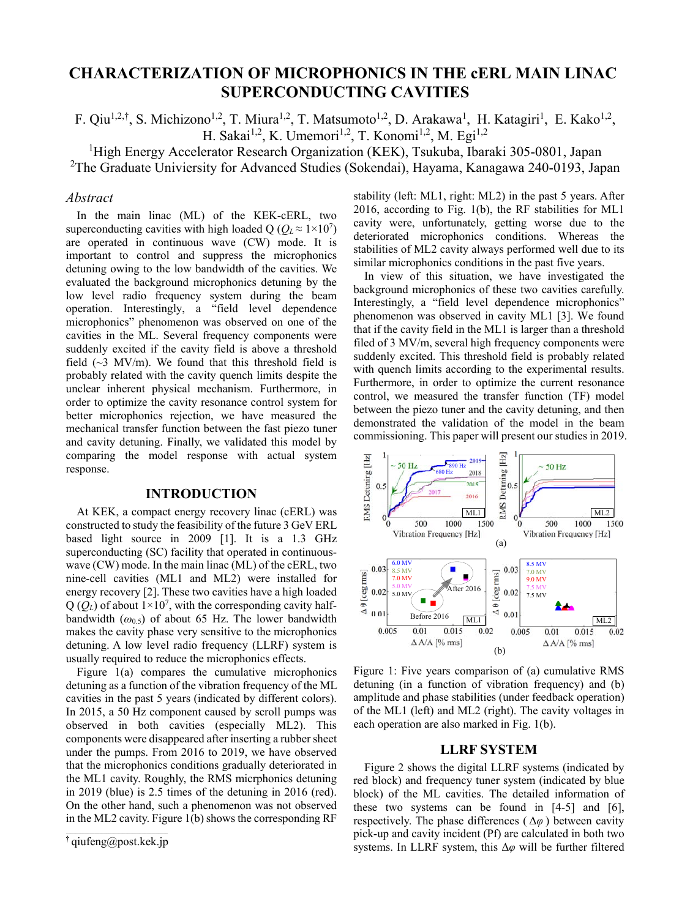# CHARACTERIZATION OF MICROPHONICS IN THE cERL MAIN LINAC SUPERCONDUCTING CAVITIES

F. Qiu[1,2,†], S. Michizono[1,2], T. Miura[1,2], T. Matsumoto[1,2], D. Arakawa[1], H. Katagiri[1], E. Kako[1,2], H. Sakai[1,2], K. Umemori[1,2], T. Konomi[1,2], M. Egi[1,2]

[1]High Energy Accelerator Research Organization (KEK), Tsukuba, Ibaraki 305-0801, Japan

[2]The Graduate Univeriserity for Advanced Studies (Sokendai), Hayama, Kanagawa 240-0193, Japan

## *Abstract*

In the main linac (ML) of the KEK-cERL, two superconducting cavities with high loaded Q ($Q_L \approx 1\times10^7$) are operated in continuous wave (CW) mode. It is important to control and suppress the microphonics detuning owing to the low bandwidth of the cavities. We evaluated the background microphonics detuning by the low level radio frequency system during the beam operation. Interestingly, a "field level dependence microphonics" phenomenon was observed on one of the cavities in the ML. Several frequency components were suddenly excited if the cavity field is above a threshold field (~3 MV/m). We found that this threshold field is probably related with the cavity quench limits despite the unclear inherent physical mechanism. Furthermore, in order to optimize the cavity resonance control system for better microphonics rejection, we have measured the mechanical transfer function between the fast piezo tuner and cavity detuning. Finally, we validated this model by comparing the model response with actual system response.

## INTRODUCTION

At KEK, a compact energy recovery linac (cERL) was constructed to study the feasibility of the future 3 GeV ERL based light source in 2009 [1]. It is a 1.3 GHz superconducting (SC) facility that operated in continuous-wave (CW) mode. In the main linac (ML) of the cERL, two nine-cell cavities (ML1 and ML2) were installed for energy recovery [2]. These two cavities have a high loaded Q ($Q_L$) of about $1\times10^7$, with the corresponding cavity half-bandwidth ($\omega_{0.5}$) of about 65 Hz. The lower bandwidth makes the cavity phase very sensitive to the microphonics detuning. A low level radio frequency (LLRF) system is usually required to reduce the microphonics effects.

Figure 1(a) compares the cumulative microphonics detuning as a function of the vibration frequency of the ML cavities in the past 5 years (indicated by different colors). In 2015, a 50 Hz component caused by scroll pumps was observed in both cavities (especially ML2). This components were disappeared after inserting a rubber sheet under the pumps. From 2016 to 2019, we have observed that the microphonics conditions gradually deteriorated in the ML1 cavity. Roughly, the RMS micrphonics detuning in 2019 (blue) is 2.5 times of the detuning in 2016 (red). On the other hand, such a phenomenon was not observed in the ML2 cavity. Figure 1(b) shows the corresponding RF stability (left: ML1, right: ML2) in the past 5 years. After 2016, according to Fig. 1(b), the RF stabilities for ML1 cavity were, unfortunately, getting worse due to the deteriorated microphonics conditions. Whereas the stabilities of ML2 cavity always performed well due to its similar microphonics conditions in the past five years.

In view of this situation, we have investigated the background microphonics of these two cavities carefully. Interestingly, a "field level dependence microphonics" phenomenon was observed in cavity ML1 [3]. We found that if the cavity field in the ML1 is larger than a threshold filed of 3 MV/m, several high frequency components were suddenly excited. This threshold field is probably related with quench limits according to the experimental results. Furthermore, in order to optimize the current resonance control, we measured the transfer function (TF) model between the piezo tuner and the cavity detuning, and then demonstrated the validation of the model in the beam commissioning. This paper will present our studies in 2019.

Figure 1: Five years comparison of (a) cumulative RMS detuning (in a function of vibration frequency) and (b) amplitude and phase stabilities (under feedback operation) of the ML1 (left) and ML2 (right). The cavity voltages in each operation are also marked in Fig. 1(b).

## LLRF SYSTEM

Figure 2 shows the digital LLRF systems (indicated by red block) and frequency tuner system (indicated by blue block) of the ML cavities. The detailed information of these two systems can be found in [4-5] and [6], respectively. The phase differences ($\Delta\varphi$) between cavity pick-up and cavity incident (Pf) are calculated in both two systems. In LLRF system, this $\Delta\varphi$ will be further filtered

[†] qiufeng@post.kek.jp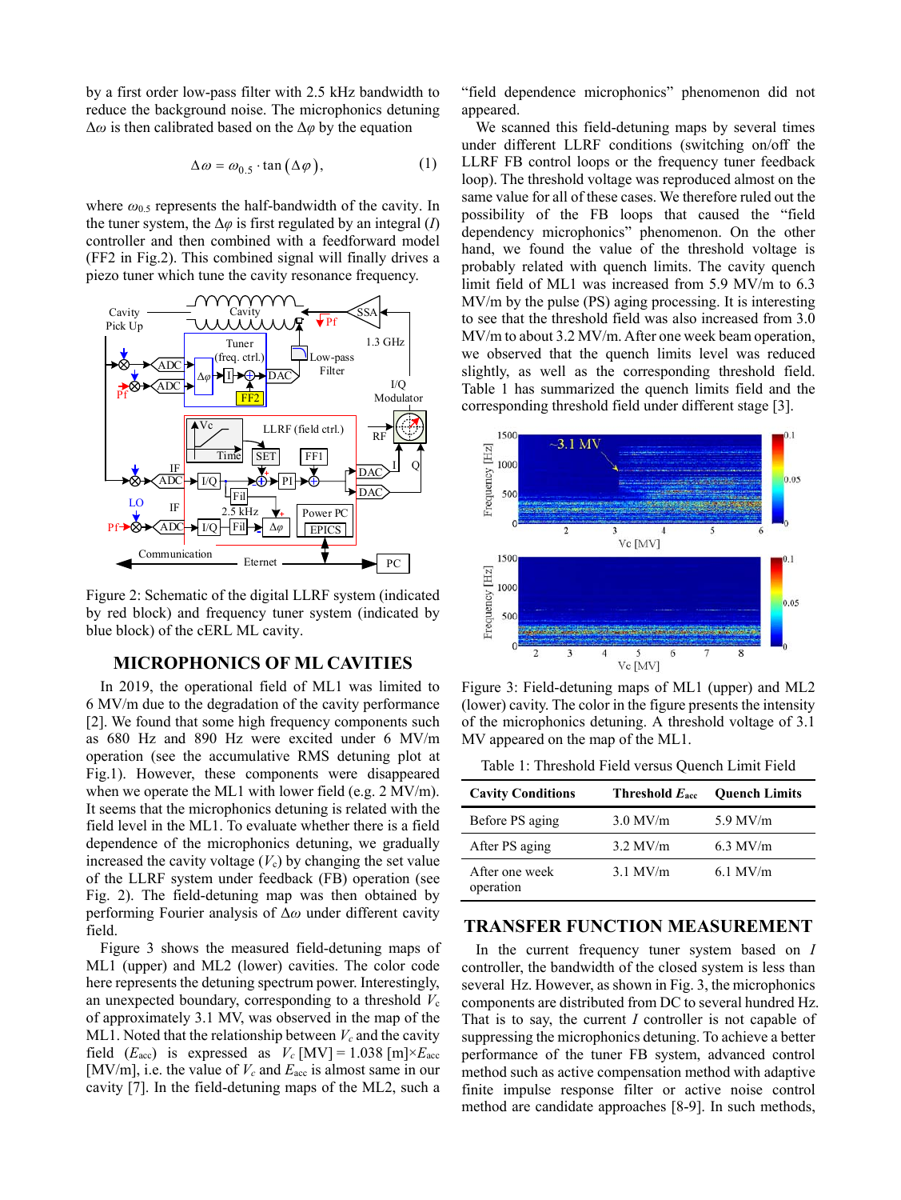by a first order low-pass filter with 2.5 kHz bandwidth to reduce the background noise. The microphonics detuning $\Delta\omega$ is then calibrated based on the $\Delta\varphi$ by the equation

$$\Delta\omega = \omega_{0.5} \cdot \tan(\Delta\varphi), \tag{1}$$

where $\omega_{0.5}$ represents the half-bandwidth of the cavity. In the tuner system, the $\Delta\varphi$ is first regulated by an integral ($I$) controller and then combined with a feedforward model (FF2 in Fig.2). This combined signal will finally drives a piezo tuner which tune the cavity resonance frequency.

Figure 2: Schematic of the digital LLRF system (indicated by red block) and frequency tuner system (indicated by blue block) of the cERL ML cavity.

## MICROPHONICS OF ML CAVITIES

In 2019, the operational field of ML1 was limited to 6 MV/m due to the degradation of the cavity performance [2]. We found that some high frequency components such as 680 Hz and 890 Hz were excited under 6 MV/m operation (see the accumulative RMS detuning plot at Fig.1). However, these components were disappeared when we operate the ML1 with lower field (e.g. 2 MV/m). It seems that the microphonics detuning is related with the field level in the ML1. To evaluate whether there is a field dependence of the microphonics detuning, we gradually increased the cavity voltage ($V_c$) by changing the set value of the LLRF system under feedback (FB) operation (see Fig. 2). The field-detuning map was then obtained by performing Fourier analysis of $\Delta\omega$ under different cavity field.

Figure 3 shows the measured field-detuning maps of ML1 (upper) and ML2 (lower) cavities. The color code here represents the detuning spectrum power. Interestingly, an unexpected boundary, corresponding to a threshold $V_c$ of approximately 3.1 MV, was observed in the map of the ML1. Noted that the relationship between $V_c$ and the cavity field ($E_{acc}$) is expressed as $V_c$ [MV] = 1.038 [m]×$E_{acc}$ [MV/m], i.e. the value of $V_c$ and $E_{acc}$ is almost same in our cavity [7]. In the field-detuning maps of the ML2, such a "field dependence microphonics" phenomenon did not appeared.

We scanned this field-detuning maps by several times under different LLRF conditions (switching on/off the LLRF FB control loops or the frequency tuner feedback loop). The threshold voltage was reproduced almost on the same value for all of these cases. We therefore ruled out the possibility of the FB loops that caused the "field dependency microphonics" phenomenon. On the other hand, we found the value of the threshold voltage is probably related with quench limits. The cavity quench limit field of ML1 was increased from 5.9 MV/m to 6.3 MV/m by the pulse (PS) aging processing. It is interesting to see that the threshold field was also increased from 3.0 MV/m to about 3.2 MV/m. After one week beam operation, we observed that the quench limits level was reduced slightly, as well as the corresponding threshold field. Table 1 has summarized the quench limits field and the corresponding threshold field under different stage [3].

Figure 3: Field-detuning maps of ML1 (upper) and ML2 (lower) cavity. The color in the figure presents the intensity of the microphonics detuning. A threshold voltage of 3.1 MV appeared on the map of the ML1.

Table 1: Threshold Field versus Quench Limit Field

| Cavity Conditions | Threshold $E_{acc}$ | Quench Limits |
|---|---|---|
| Before PS aging | 3.0 MV/m | 5.9 MV/m |
| After PS aging | 3.2 MV/m | 6.3 MV/m |
| After one week operation | 3.1 MV/m | 6.1 MV/m |

## TRANSFER FUNCTION MEASUREMENT

In the current frequency tuner system based on $I$ controller, the bandwidth of the closed system is less than several Hz. However, as shown in Fig. 3, the microphonics components are distributed from DC to several hundred Hz. That is to say, the current $I$ controller is not capable of suppressing the microphonics detuning. To achieve a better performance of the tuner FB system, advanced control method such as active compensation method with adaptive finite impulse response filter or active noise control method are candidate approaches [8-9]. In such methods,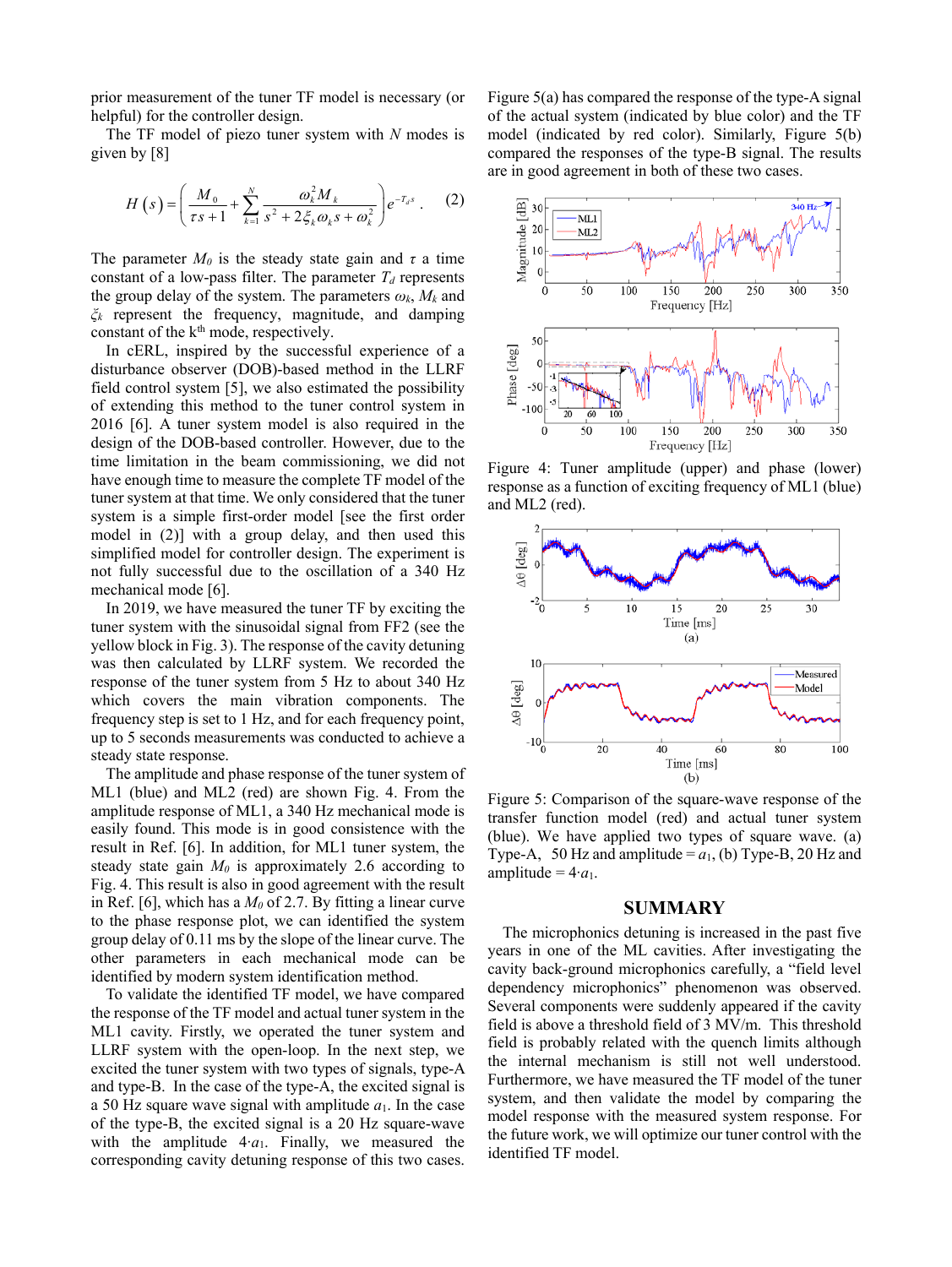prior measurement of the tuner TF model is necessary (or helpful) for the controller design.

The TF model of piezo tuner system with $N$ modes is given by [8]

$$H(s)=\left(\frac{M_0}{\tau s+1}+\sum_{k=1}^{N}\frac{\omega_k^2 M_k}{s^2+2\xi_k\omega_k s+\omega_k^2}\right)e^{-T_d s}. \quad (2)$$

The parameter $M_0$ is the steady state gain and $\tau$ a time constant of a low-pass filter. The parameter $T_d$ represents the group delay of the system. The parameters $\omega_k$, $M_k$ and $\xi_k$ represent the frequency, magnitude, and damping constant of the k[th] mode, respectively.

In cERL, inspired by the successful experience of a disturbance observer (DOB)-based method in the LLRF field control system [5], we also estimated the possibility of extending this method to the tuner control system in 2016 [6]. A tuner system model is also required in the design of the DOB-based controller. However, due to the time limitation in the beam commissioning, we did not have enough time to measure the complete TF model of the tuner system at that time. We only considered that the tuner system is a simple first-order model [see the first order model in (2)] with a group delay, and then used this simplified model for controller design. The experiment is not fully successful due to the oscillation of a 340 Hz mechanical mode [6].

In 2019, we have measured the tuner TF by exciting the tuner system with the sinusoidal signal from FF2 (see the yellow block in Fig. 3). The response of the cavity detuning was then calculated by LLRF system. We recorded the response of the tuner system from 5 Hz to about 340 Hz which covers the main vibration components. The frequency step is set to 1 Hz, and for each frequency point, up to 5 seconds measurements was conducted to achieve a steady state response.

The amplitude and phase response of the tuner system of ML1 (blue) and ML2 (red) are shown Fig. 4. From the amplitude response of ML1, a 340 Hz mechanical mode is easily found. This mode is in good consistence with the result in Ref. [6]. In addition, for ML1 tuner system, the steady state gain $M_0$ is approximately 2.6 according to Fig. 4. This result is also in good agreement with the result in Ref. [6], which has a $M_0$ of 2.7. By fitting a linear curve to the phase response plot, we can identified the system group delay of 0.11 ms by the slope of the linear curve. The other parameters in each mechanical mode can be identified by modern system identification method.

To validate the identified TF model, we have compared the response of the TF model and actual tuner system in the ML1 cavity. Firstly, we operated the tuner system and LLRF system with the open-loop. In the next step, we excited the tuner system with two types of signals, type-A and type-B. In the case of the type-A, the excited signal is a 50 Hz square wave signal with amplitude $a_1$. In the case of the type-B, the excited signal is a 20 Hz square-wave with the amplitude $4 \cdot a_1$. Finally, we measured the corresponding cavity detuning response of this two cases.

Figure 5(a) has compared the response of the type-A signal of the actual system (indicated by blue color) and the TF model (indicated by red color). Similarly, Figure 5(b) compared the responses of the type-B signal. The results are in good agreement in both of these two cases.

Figure 4: Tuner amplitude (upper) and phase (lower) response as a function of exciting frequency of ML1 (blue) and ML2 (red).

Figure 5: Comparison of the square-wave response of the transfer function model (red) and actual tuner system (blue). We have applied two types of square wave. (a) Type-A, 50 Hz and amplitude = $a_1$, (b) Type-B, 20 Hz and amplitude = $4 \cdot a_1$.

## SUMMARY

The microphonics detuning is increased in the past five years in one of the ML cavities. After investigating the cavity back-ground microphonics carefully, a "field level dependency microphonics" phenomenon was observed. Several components were suddenly appeared if the cavity field is above a threshold field of 3 MV/m. This threshold field is probably related with the quench limits although the internal mechanism is still not well understood. Furthermore, we have measured the TF model of the tuner system, and then validate the model by comparing the model response with the measured system response. For the future work, we will optimize our tuner control with the identified TF model.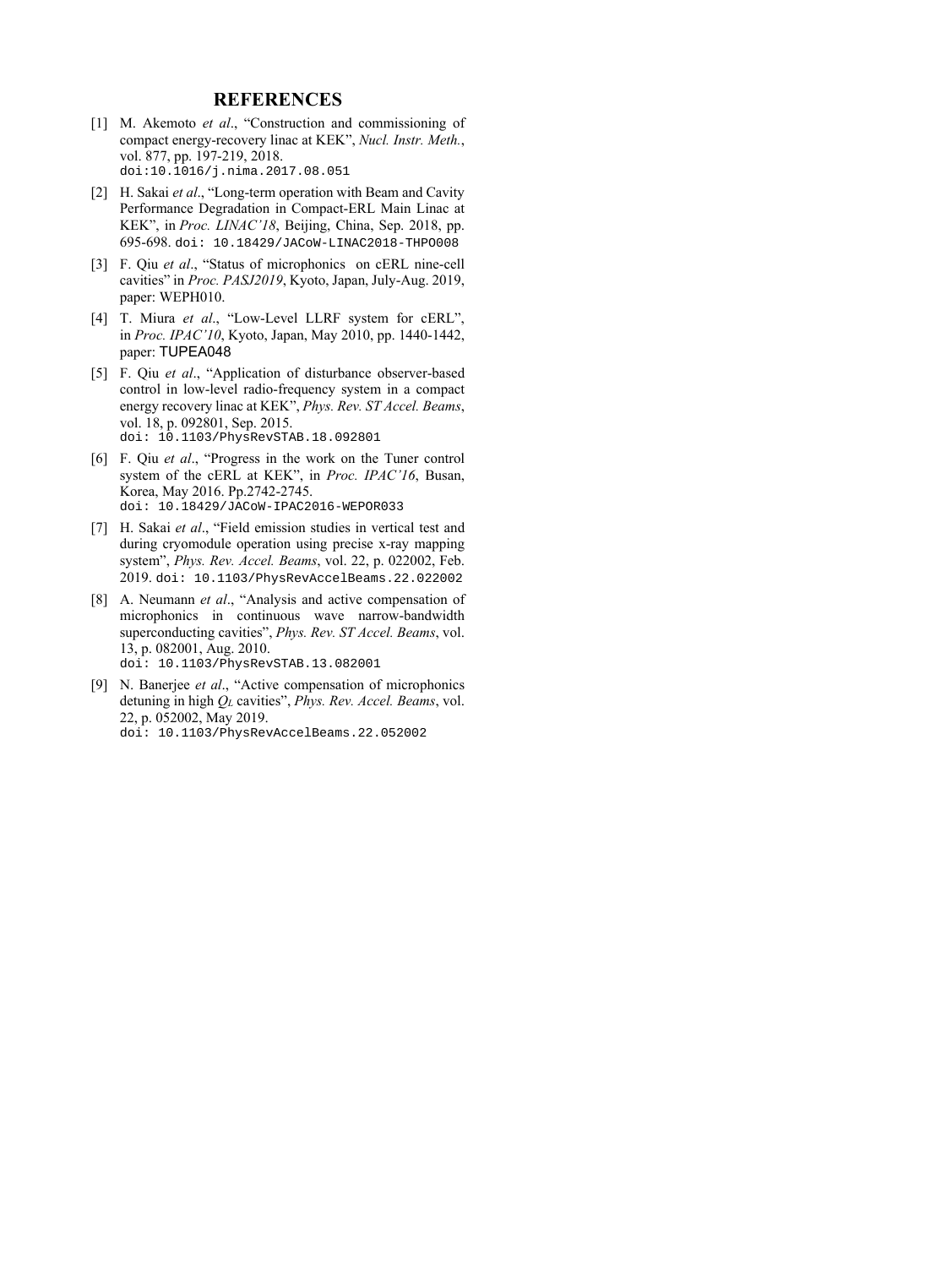## REFERENCES

[1] M. Akemoto *et al*., "Construction and commissioning of compact energy-recovery linac at KEK", *Nucl. Instr. Meth.*, vol. 877, pp. 197-219, 2018. doi:10.1016/j.nima.2017.08.051

[2] H. Sakai *et al*., "Long-term operation with Beam and Cavity Performance Degradation in Compact-ERL Main Linac at KEK", in *Proc. LINAC'18*, Beijing, China, Sep. 2018, pp. 695-698. doi: 10.18429/JACoW-LINAC2018-THPO008

[3] F. Qiu *et al*., "Status of microphonics on cERL nine-cell cavities" in *Proc. PASJ2019*, Kyoto, Japan, July-Aug. 2019, paper: WEPH010.

[4] T. Miura *et al*., "Low-Level LLRF system for cERL", in *Proc. IPAC'10*, Kyoto, Japan, May 2010, pp. 1440-1442, paper: TUPEA048

[5] F. Qiu *et al*., "Application of disturbance observer-based control in low-level radio-frequency system in a compact energy recovery linac at KEK", *Phys. Rev. ST Accel. Beams*, vol. 18, p. 092801, Sep. 2015. doi: 10.1103/PhysRevSTAB.18.092801

[6] F. Qiu *et al*., "Progress in the work on the Tuner control system of the cERL at KEK", in *Proc. IPAC'16*, Busan, Korea, May 2016. Pp.2742-2745. doi: 10.18429/JACoW-IPAC2016-WEPOR033

[7] H. Sakai *et al*., "Field emission studies in vertical test and during cryomodule operation using precise x-ray mapping system", *Phys. Rev. Accel. Beams*, vol. 22, p. 022002, Feb. 2019. doi: 10.1103/PhysRevAccelBeams.22.022002

[8] A. Neumann *et al*., "Analysis and active compensation of microphonics in continuous wave narrow-bandwidth superconducting cavities", *Phys. Rev. ST Accel. Beams*, vol. 13, p. 082001, Aug. 2010. doi: 10.1103/PhysRevSTAB.13.082001

[9] N. Banerjee *et al*., "Active compensation of microphonics detuning in high $Q_L$ cavities", *Phys. Rev. Accel. Beams*, vol. 22, p. 052002, May 2019. doi: 10.1103/PhysRevAccelBeams.22.052002